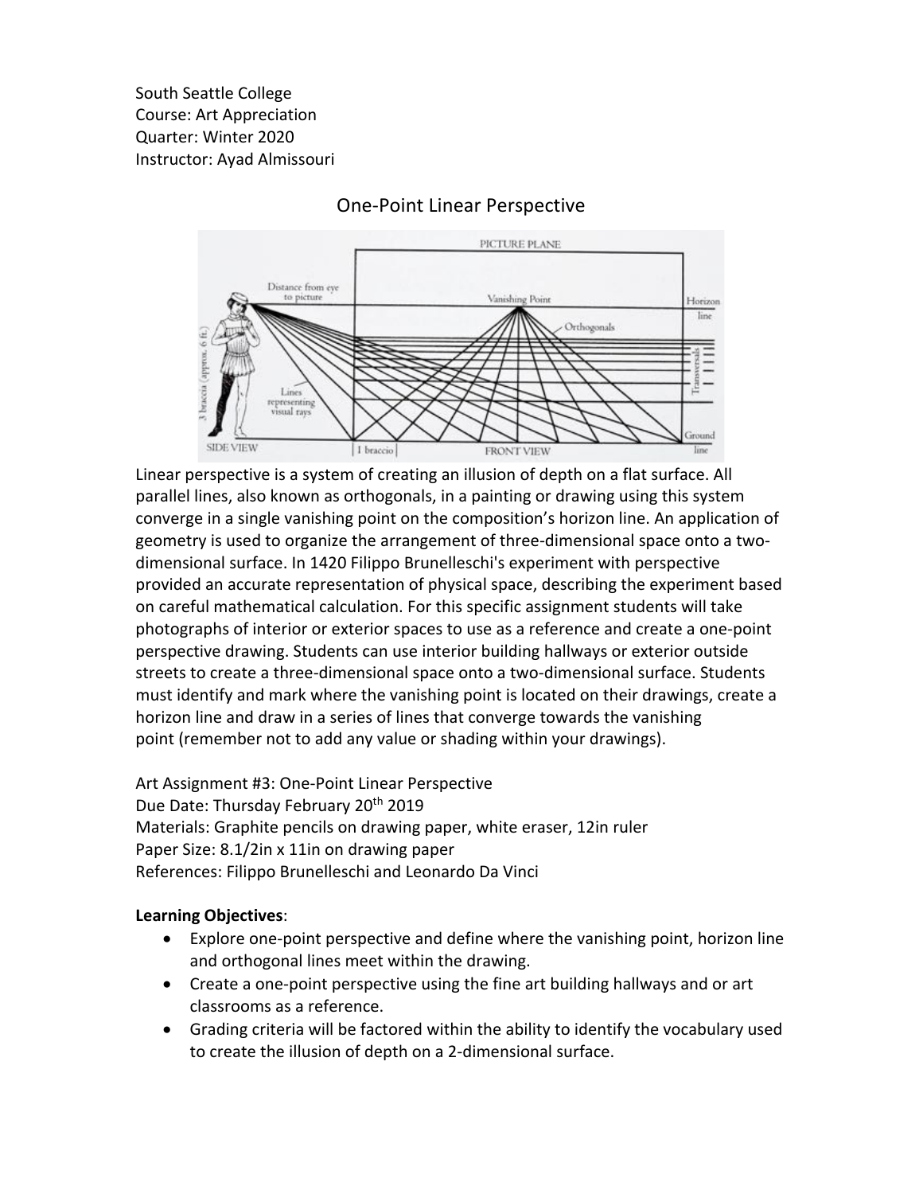South Seattle College
Course: Art Appreciation
Quarter: Winter 2020
Instructor: Ayad Almissouri

# One-Point Linear Perspective

Linear perspective is a system of creating an illusion of depth on a flat surface. All parallel lines, also known as orthogonals, in a painting or drawing using this system converge in a single vanishing point on the composition's horizon line. An application of geometry is used to organize the arrangement of three-dimensional space onto a two-dimensional surface. In 1420 Filippo Brunelleschi's experiment with perspective provided an accurate representation of physical space, describing the experiment based on careful mathematical calculation. For this specific assignment students will take photographs of interior or exterior spaces to use as a reference and create a one-point perspective drawing. Students can use interior building hallways or exterior outside streets to create a three-dimensional space onto a two-dimensional surface. Students must identify and mark where the vanishing point is located on their drawings, create a horizon line and draw in a series of lines that converge towards the vanishing point (remember not to add any value or shading within your drawings).

Art Assignment #3: One-Point Linear Perspective
Due Date: Thursday February 20th 2019
Materials: Graphite pencils on drawing paper, white eraser, 12in ruler
Paper Size: 8.1/2in x 11in on drawing paper
References: Filippo Brunelleschi and Leonardo Da Vinci

**Learning Objectives**:

- Explore one-point perspective and define where the vanishing point, horizon line and orthogonal lines meet within the drawing.
- Create a one-point perspective using the fine art building hallways and or art classrooms as a reference.
- Grading criteria will be factored within the ability to identify the vocabulary used to create the illusion of depth on a 2-dimensional surface.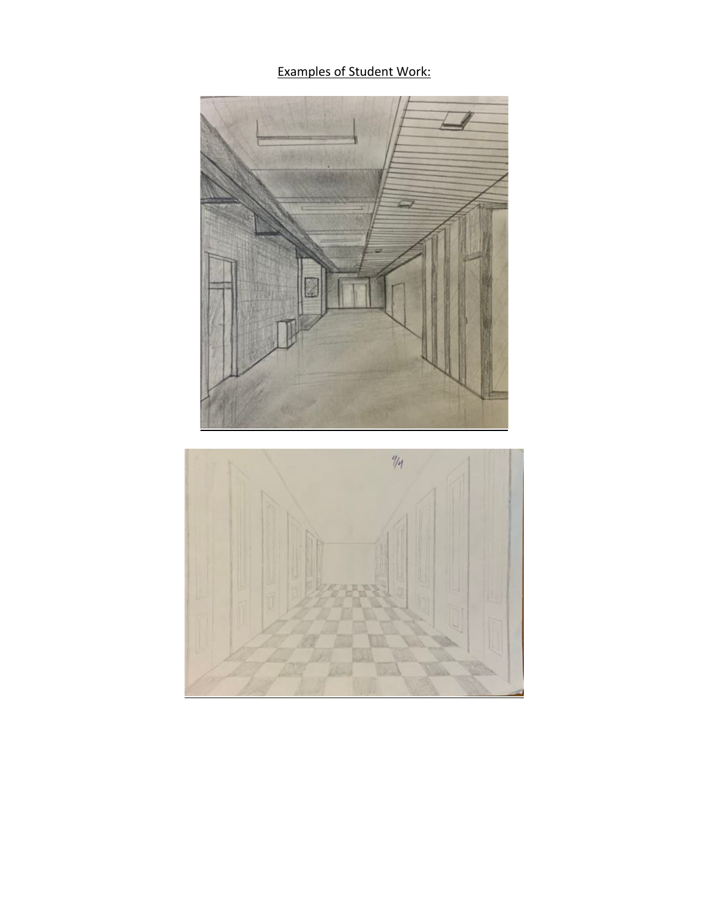Examples of Student Work: